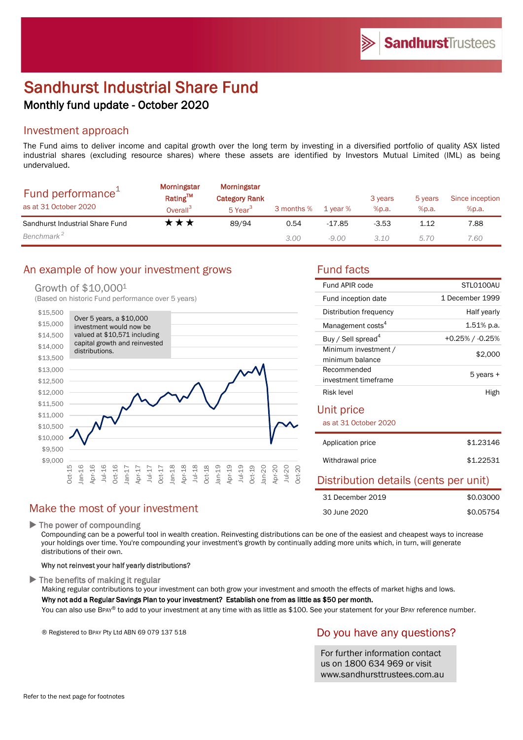# Sandhurst Industrial Share Fund

## Monthly fund update - October 2020

## Investment approach

The Fund aims to deliver income and capital growth over the long term by investing in a diversified portfolio of quality ASX listed industrial shares (excluding resource shares) where these assets are identified by Investors Mutual Limited (IML) as being undervalued.

| Fund performance[1] as at 31 October 2020 | Morningstar Rating™ Overall[3] | Morningstar Category Rank 5 Year[3] | 3 months % | 1 year % | 3 years %p.a. | 5 years %p.a. | Since inception %p.a. |
|---|---|---|---|---|---|---|---|
| Sandhurst Industrial Share Fund | ★★★ | 89/94 | 0.54 | -17.85 | -3.53 | 1.12 | 7.88 |
| *Benchmark[2]* | | | *3.00* | *-9.00* | *3.10* | *5.70* | *7.60* |

## An example of how your investment grows

Growth of $10,000[1]

(Based on historic Fund performance over 5 years)

Over 5 years, a $10,000 investment would now be valued at $10,571 including capital growth and reinvested distributions.

## Fund facts

| | |
|---|---|
| Fund APIR code | STL0100AU |
| Fund inception date | 1 December 1999 |
| Distribution frequency | Half yearly |
| Management costs[4] | 1.51% p.a. |
| Buy / Sell spread[4] | +0.25% / -0.25% |
| Minimum investment / minimum balance | $2,000 |
| Recommended investment timeframe | 5 years + |
| Risk level | High |

## Unit price

as at 31 October 2020

| | |
|---|---|
| Application price | $1.23146 |
| Withdrawal price | $1.22531 |

## Distribution details (cents per unit)

| | |
|---|---|
| 31 December 2019 | $0.03000 |
| 30 June 2020 | $0.05754 |

## Make the most of your investment

### ▶ The power of compounding

Compounding can be a powerful tool in wealth creation. Reinvesting distributions can be one of the easiest and cheapest ways to increase your holdings over time. You're compounding your investment's growth by continually adding more units which, in turn, will generate distributions of their own.

**Why not reinvest your half yearly distributions?**

### ▶ The benefits of making it regular

Making regular contributions to your investment can both grow your investment and smooth the effects of market highs and lows.

**Why not add a Regular Savings Plan to your investment? Establish one from as little as $50 per month.**

You can also use BPAY® to add to your investment at any time with as little as $100. See your statement for your BPAY reference number.

® Registered to BPAY Pty Ltd ABN 69 079 137 518

## Do you have any questions?

For further information contact us on 1800 634 969 or visit www.sandhursttrustees.com.au

Refer to the next page for footnotes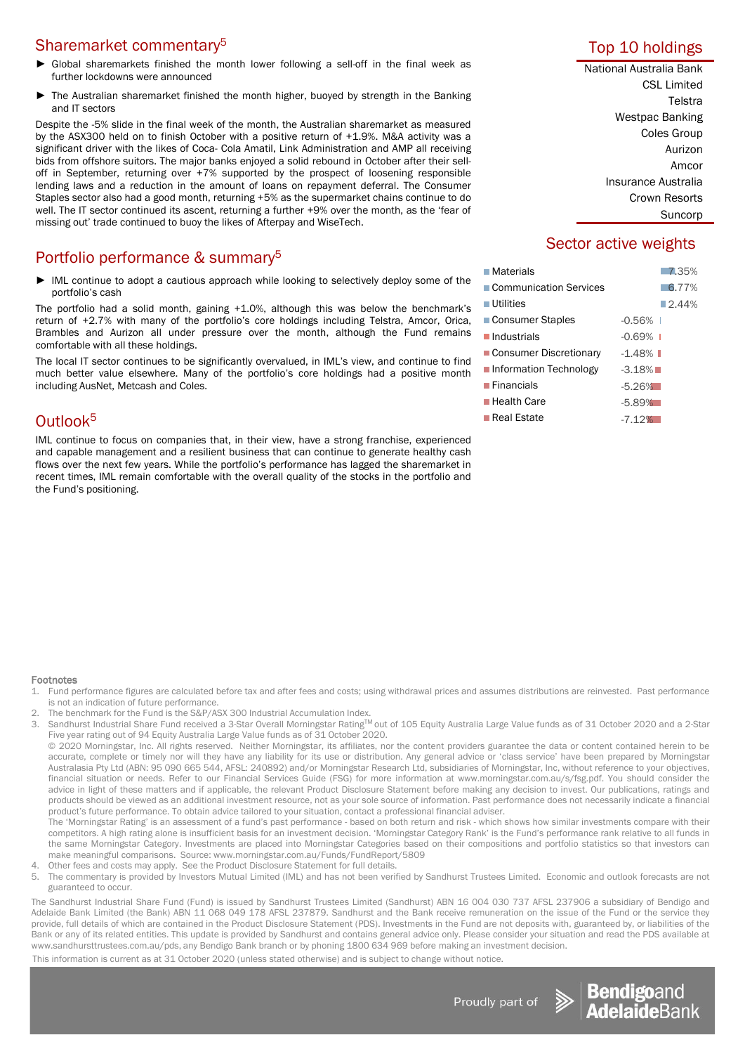## Sharemarket commentary[5]

- Global sharemarkets finished the month lower following a sell-off in the final week as further lockdowns were announced
- The Australian sharemarket finished the month higher, buoyed by strength in the Banking and IT sectors

Despite the -5% slide in the final week of the month, the Australian sharemarket as measured by the ASX300 held on to finish October with a positive return of +1.9%. M&A activity was a significant driver with the likes of Coca- Cola Amatil, Link Administration and AMP all receiving bids from offshore suitors. The major banks enjoyed a solid rebound in October after their sell-off in September, returning over +7% supported by the prospect of loosening responsible lending laws and a reduction in the amount of loans on repayment deferral. The Consumer Staples sector also had a good month, returning +5% as the supermarket chains continue to do well. The IT sector continued its ascent, returning a further +9% over the month, as the 'fear of missing out' trade continued to buoy the likes of Afterpay and WiseTech.

## Portfolio performance & summary[5]

- IML continue to adopt a cautious approach while looking to selectively deploy some of the portfolio's cash

The portfolio had a solid month, gaining +1.0%, although this was below the benchmark's return of +2.7% with many of the portfolio's core holdings including Telstra, Amcor, Orica, Brambles and Aurizon all under pressure over the month, although the Fund remains comfortable with all these holdings.

The local IT sector continues to be significantly overvalued, in IML's view, and continue to find much better value elsewhere. Many of the portfolio's core holdings had a positive month including AusNet, Metcash and Coles.

## Outlook[5]

IML continue to focus on companies that, in their view, have a strong franchise, experienced and capable management and a resilient business that can continue to generate healthy cash flows over the next few years. While the portfolio's performance has lagged the sharemarket in recent times, IML remain comfortable with the overall quality of the stocks in the portfolio and the Fund's positioning.

## Top 10 holdings

National Australia Bank
CSL Limited
Telstra
Westpac Banking
Coles Group
Aurizon
Amcor
Insurance Australia
Crown Resorts
Suncorp

## Sector active weights

Materials 7.35%
Communication Services 6.77%
Utilities 2.44%
Consumer Staples -0.56%
Industrials -0.69%
Consumer Discretionary -1.48%
Information Technology -3.18%
Financials -5.26%
Health Care -5.89%
Real Estate -7.12%

### Footnotes

1. Fund performance figures are calculated before tax and after fees and costs; using withdrawal prices and assumes distributions are reinvested. Past performance is not an indication of future performance.
2. The benchmark for the Fund is the S&P/ASX 300 Industrial Accumulation Index.
3. Sandhurst Industrial Share Fund received a 3-Star Overall Morningstar Rating™ out of 105 Equity Australia Large Value funds as of 31 October 2020 and a 2-Star Five year rating out of 94 Equity Australia Large Value funds as of 31 October 2020.
   © 2020 Morningstar, Inc. All rights reserved. Neither Morningstar, its affiliates, nor the content providers guarantee the data or content contained herein to be accurate, complete or timely nor will they have any liability for its use or distribution. Any general advice or 'class service' have been prepared by Morningstar Australasia Pty Ltd (ABN: 95 090 665 544, AFSL: 240892) and/or Morningstar Research Ltd, subsidiaries of Morningstar, Inc, without reference to your objectives, financial situation or needs. Refer to our Financial Services Guide (FSG) for more information at www.morningstar.com.au/s/fsg.pdf. You should consider the advice in light of these matters and if applicable, the relevant Product Disclosure Statement before making any decision to invest. Our publications, ratings and products should be viewed as an additional investment resource, not as your sole source of information. Past performance does not necessarily indicate a financial product's future performance. To obtain advice tailored to your situation, contact a professional financial adviser.
   The 'Morningstar Rating' is an assessment of a fund's past performance - based on both return and risk - which shows how similar investments compare with their competitors. A high rating alone is insufficient basis for an investment decision. 'Morningstar Category Rank' is the Fund's performance rank relative to all funds in the same Morningstar Category. Investments are placed into Morningstar Categories based on their compositions and portfolio statistics so that investors can make meaningful comparisons. Source: www.morningstar.com.au/Funds/FundReport/5809
4. Other fees and costs may apply. See the Product Disclosure Statement for full details.
5. The commentary is provided by Investors Mutual Limited (IML) and has not been verified by Sandhurst Trustees Limited. Economic and outlook forecasts are not guaranteed to occur.

The Sandhurst Industrial Share Fund (Fund) is issued by Sandhurst Trustees Limited (Sandhurst) ABN 16 004 030 737 AFSL 237906 a subsidiary of Bendigo and Adelaide Bank Limited (the Bank) ABN 11 068 049 178 AFSL 237879. Sandhurst and the Bank receive remuneration on the issue of the Fund or the service they provide, full details of which are contained in the Product Disclosure Statement (PDS). Investments in the Fund are not deposits with, guaranteed by, or liabilities of the Bank or any of its related entities. This update is provided by Sandhurst and contains general advice only. Please consider your situation and read the PDS available at www.sandhursttrustees.com.au/pds, any Bendigo Bank branch or by phoning 1800 634 969 before making an investment decision.

This information is current as at 31 October 2020 (unless stated otherwise) and is subject to change without notice.

Proudly part of Bendigo and Adelaide Bank